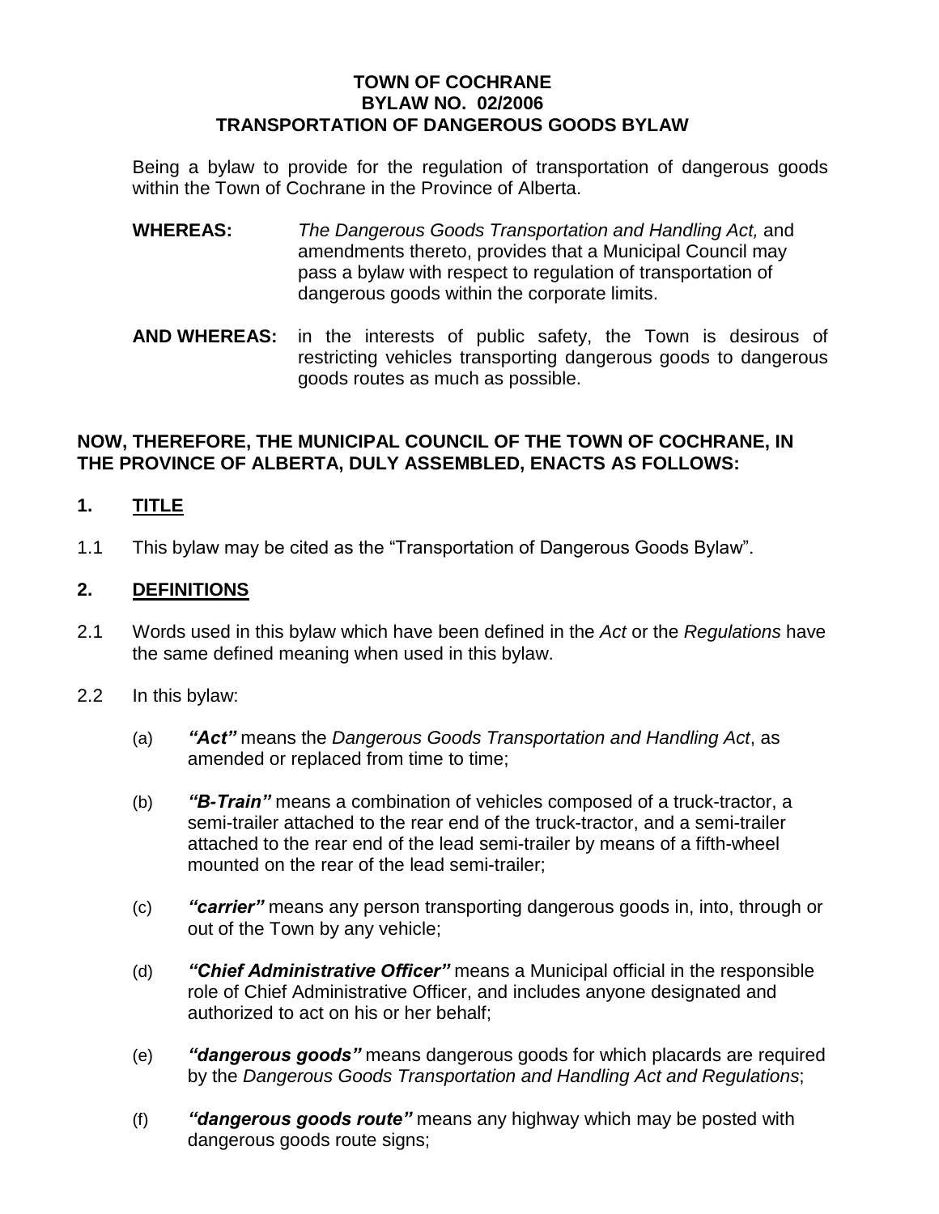# TOWN OF COCHRANE
# BYLAW NO. 02/2006
# TRANSPORTATION OF DANGEROUS GOODS BYLAW

Being a bylaw to provide for the regulation of transportation of dangerous goods within the Town of Cochrane in the Province of Alberta.

**WHEREAS:** *The Dangerous Goods Transportation and Handling Act,* and amendments thereto, provides that a Municipal Council may pass a bylaw with respect to regulation of transportation of dangerous goods within the corporate limits.

**AND WHEREAS:** in the interests of public safety, the Town is desirous of restricting vehicles transporting dangerous goods to dangerous goods routes as much as possible.

**NOW, THEREFORE, THE MUNICIPAL COUNCIL OF THE TOWN OF COCHRANE, IN THE PROVINCE OF ALBERTA, DULY ASSEMBLED, ENACTS AS FOLLOWS:**

## 1. TITLE

1.1 This bylaw may be cited as the "Transportation of Dangerous Goods Bylaw".

## 2. DEFINITIONS

2.1 Words used in this bylaw which have been defined in the *Act* or the *Regulations* have the same defined meaning when used in this bylaw.

2.2 In this bylaw:

(a) ***"Act"*** means the *Dangerous Goods Transportation and Handling Act*, as amended or replaced from time to time;

(b) ***"B-Train"*** means a combination of vehicles composed of a truck-tractor, a semi-trailer attached to the rear end of the truck-tractor, and a semi-trailer attached to the rear end of the lead semi-trailer by means of a fifth-wheel mounted on the rear of the lead semi-trailer;

(c) ***"carrier"*** means any person transporting dangerous goods in, into, through or out of the Town by any vehicle;

(d) ***"Chief Administrative Officer"*** means a Municipal official in the responsible role of Chief Administrative Officer, and includes anyone designated and authorized to act on his or her behalf;

(e) ***"dangerous goods"*** means dangerous goods for which placards are required by the *Dangerous Goods Transportation and Handling Act and Regulations*;

(f) ***"dangerous goods route"*** means any highway which may be posted with dangerous goods route signs;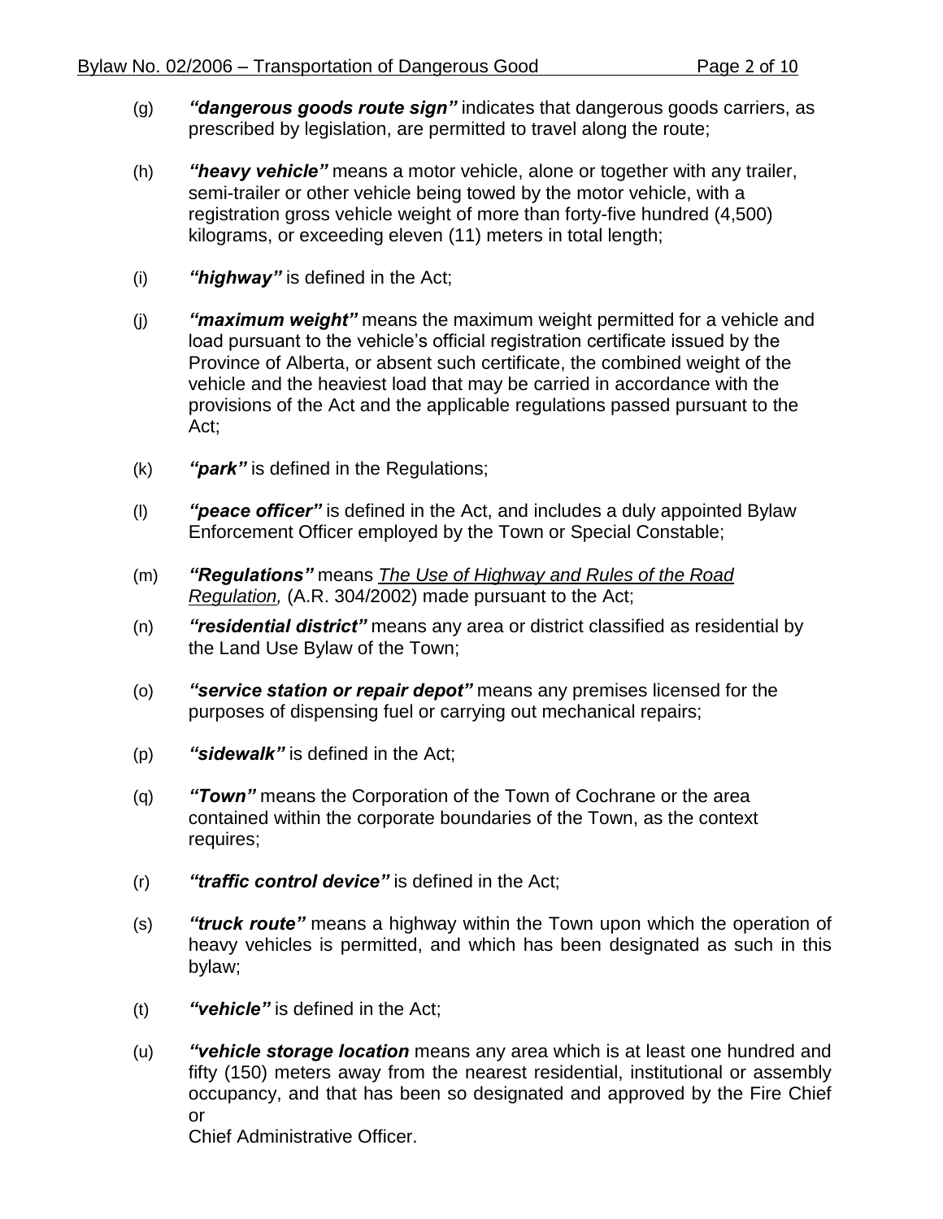(g) ***"dangerous goods route sign"*** indicates that dangerous goods carriers, as prescribed by legislation, are permitted to travel along the route;

(h) ***"heavy vehicle"*** means a motor vehicle, alone or together with any trailer, semi-trailer or other vehicle being towed by the motor vehicle, with a registration gross vehicle weight of more than forty-five hundred (4,500) kilograms, or exceeding eleven (11) meters in total length;

(i) ***"highway"*** is defined in the Act;

(j) ***"maximum weight"*** means the maximum weight permitted for a vehicle and load pursuant to the vehicle's official registration certificate issued by the Province of Alberta, or absent such certificate, the combined weight of the vehicle and the heaviest load that may be carried in accordance with the provisions of the Act and the applicable regulations passed pursuant to the Act;

(k) ***"park"*** is defined in the Regulations;

(l) ***"peace officer"*** is defined in the Act, and includes a duly appointed Bylaw Enforcement Officer employed by the Town or Special Constable;

(m) ***"Regulations"*** means *The Use of Highway and Rules of the Road Regulation,* (A.R. 304/2002) made pursuant to the Act;

(n) ***"residential district"*** means any area or district classified as residential by the Land Use Bylaw of the Town;

(o) ***"service station or repair depot"*** means any premises licensed for the purposes of dispensing fuel or carrying out mechanical repairs;

(p) ***"sidewalk"*** is defined in the Act;

(q) ***"Town"*** means the Corporation of the Town of Cochrane or the area contained within the corporate boundaries of the Town, as the context requires;

(r) ***"traffic control device"*** is defined in the Act;

(s) ***"truck route"*** means a highway within the Town upon which the operation of heavy vehicles is permitted, and which has been designated as such in this bylaw;

(t) ***"vehicle"*** is defined in the Act;

(u) ***"vehicle storage location*** means any area which is at least one hundred and fifty (150) meters away from the nearest residential, institutional or assembly occupancy, and that has been so designated and approved by the Fire Chief or Chief Administrative Officer.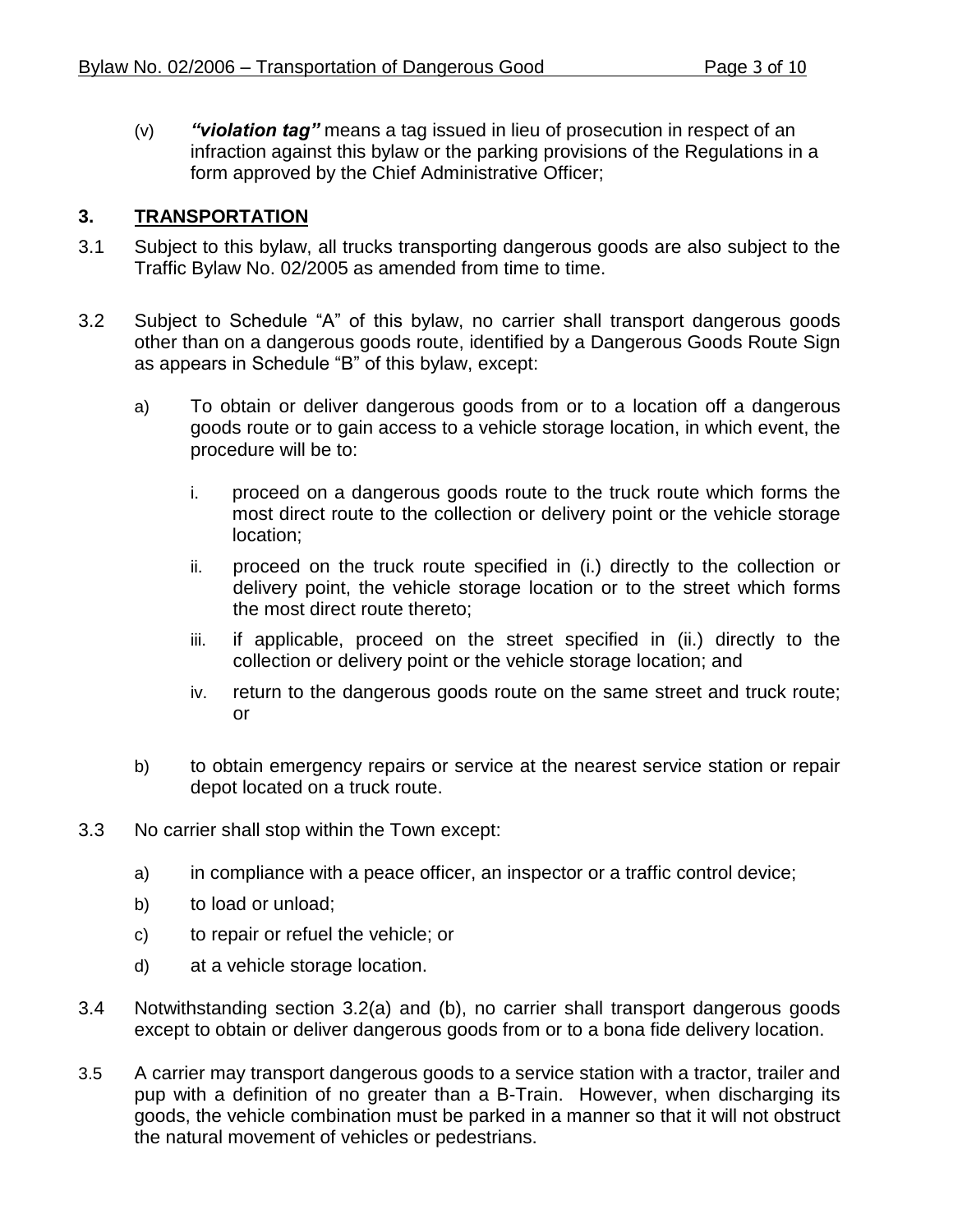(v) ***"violation tag"*** means a tag issued in lieu of prosecution in respect of an infraction against this bylaw or the parking provisions of the Regulations in a form approved by the Chief Administrative Officer;

## 3. TRANSPORTATION

3.1 Subject to this bylaw, all trucks transporting dangerous goods are also subject to the Traffic Bylaw No. 02/2005 as amended from time to time.

3.2 Subject to Schedule "A" of this bylaw, no carrier shall transport dangerous goods other than on a dangerous goods route, identified by a Dangerous Goods Route Sign as appears in Schedule "B" of this bylaw, except:

a) To obtain or deliver dangerous goods from or to a location off a dangerous goods route or to gain access to a vehicle storage location, in which event, the procedure will be to:

   i. proceed on a dangerous goods route to the truck route which forms the most direct route to the collection or delivery point or the vehicle storage location;

   ii. proceed on the truck route specified in (i.) directly to the collection or delivery point, the vehicle storage location or to the street which forms the most direct route thereto;

   iii. if applicable, proceed on the street specified in (ii.) directly to the collection or delivery point or the vehicle storage location; and

   iv. return to the dangerous goods route on the same street and truck route; or

b) to obtain emergency repairs or service at the nearest service station or repair depot located on a truck route.

3.3 No carrier shall stop within the Town except:

a) in compliance with a peace officer, an inspector or a traffic control device;

b) to load or unload;

c) to repair or refuel the vehicle; or

d) at a vehicle storage location.

3.4 Notwithstanding section 3.2(a) and (b), no carrier shall transport dangerous goods except to obtain or deliver dangerous goods from or to a bona fide delivery location.

3.5 A carrier may transport dangerous goods to a service station with a tractor, trailer and pup with a definition of no greater than a B-Train. However, when discharging its goods, the vehicle combination must be parked in a manner so that it will not obstruct the natural movement of vehicles or pedestrians.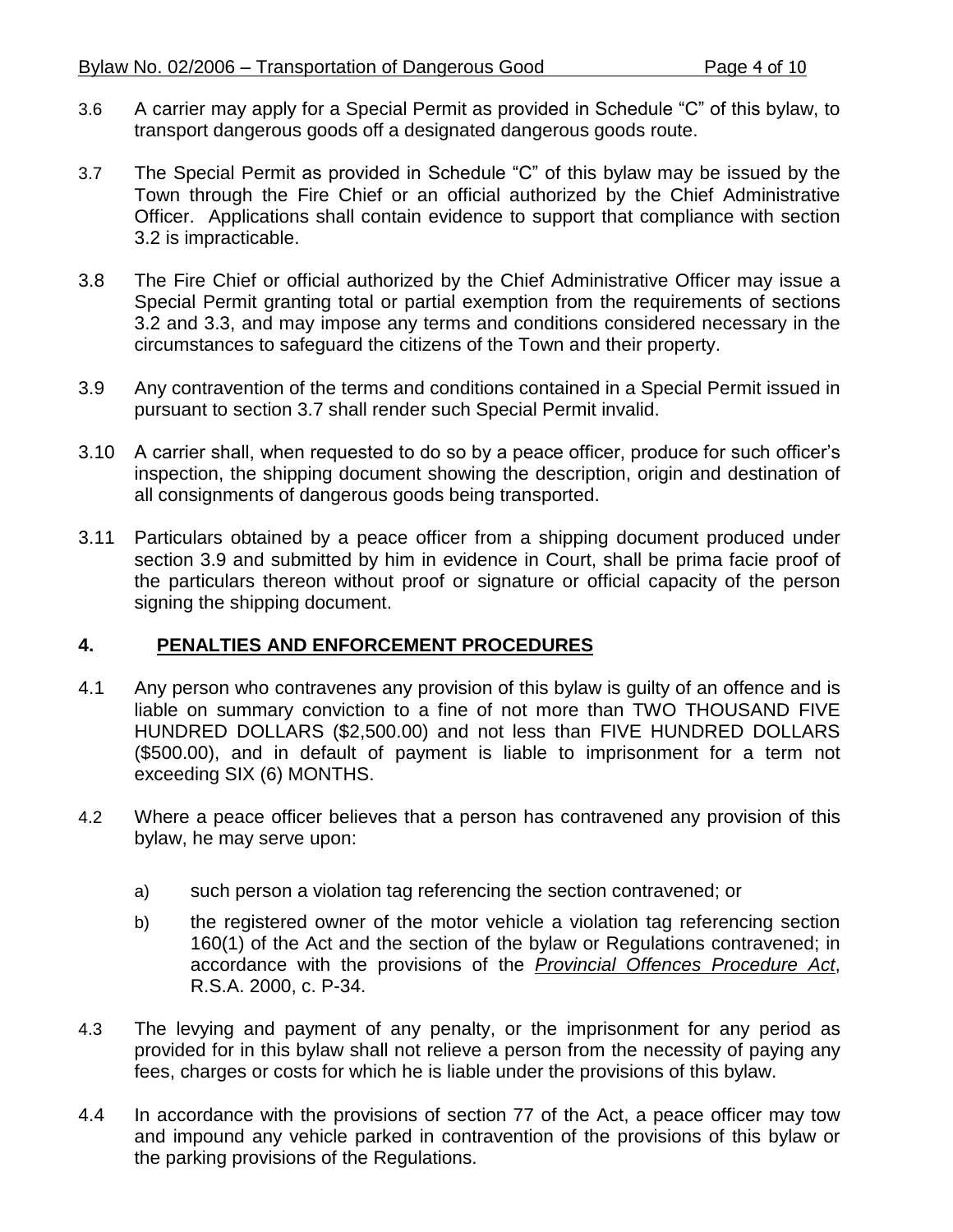3.6 A carrier may apply for a Special Permit as provided in Schedule "C" of this bylaw, to transport dangerous goods off a designated dangerous goods route.

3.7 The Special Permit as provided in Schedule "C" of this bylaw may be issued by the Town through the Fire Chief or an official authorized by the Chief Administrative Officer. Applications shall contain evidence to support that compliance with section 3.2 is impracticable.

3.8 The Fire Chief or official authorized by the Chief Administrative Officer may issue a Special Permit granting total or partial exemption from the requirements of sections 3.2 and 3.3, and may impose any terms and conditions considered necessary in the circumstances to safeguard the citizens of the Town and their property.

3.9 Any contravention of the terms and conditions contained in a Special Permit issued in pursuant to section 3.7 shall render such Special Permit invalid.

3.10 A carrier shall, when requested to do so by a peace officer, produce for such officer's inspection, the shipping document showing the description, origin and destination of all consignments of dangerous goods being transported.

3.11 Particulars obtained by a peace officer from a shipping document produced under section 3.9 and submitted by him in evidence in Court, shall be prima facie proof of the particulars thereon without proof or signature or official capacity of the person signing the shipping document.

## 4. PENALTIES AND ENFORCEMENT PROCEDURES

4.1 Any person who contravenes any provision of this bylaw is guilty of an offence and is liable on summary conviction to a fine of not more than TWO THOUSAND FIVE HUNDRED DOLLARS ($2,500.00) and not less than FIVE HUNDRED DOLLARS ($500.00), and in default of payment is liable to imprisonment for a term not exceeding SIX (6) MONTHS.

4.2 Where a peace officer believes that a person has contravened any provision of this bylaw, he may serve upon:

a) such person a violation tag referencing the section contravened; or

b) the registered owner of the motor vehicle a violation tag referencing section 160(1) of the Act and the section of the bylaw or Regulations contravened; in accordance with the provisions of the *Provincial Offences Procedure Act*, R.S.A. 2000, c. P-34.

4.3 The levying and payment of any penalty, or the imprisonment for any period as provided for in this bylaw shall not relieve a person from the necessity of paying any fees, charges or costs for which he is liable under the provisions of this bylaw.

4.4 In accordance with the provisions of section 77 of the Act, a peace officer may tow and impound any vehicle parked in contravention of the provisions of this bylaw or the parking provisions of the Regulations.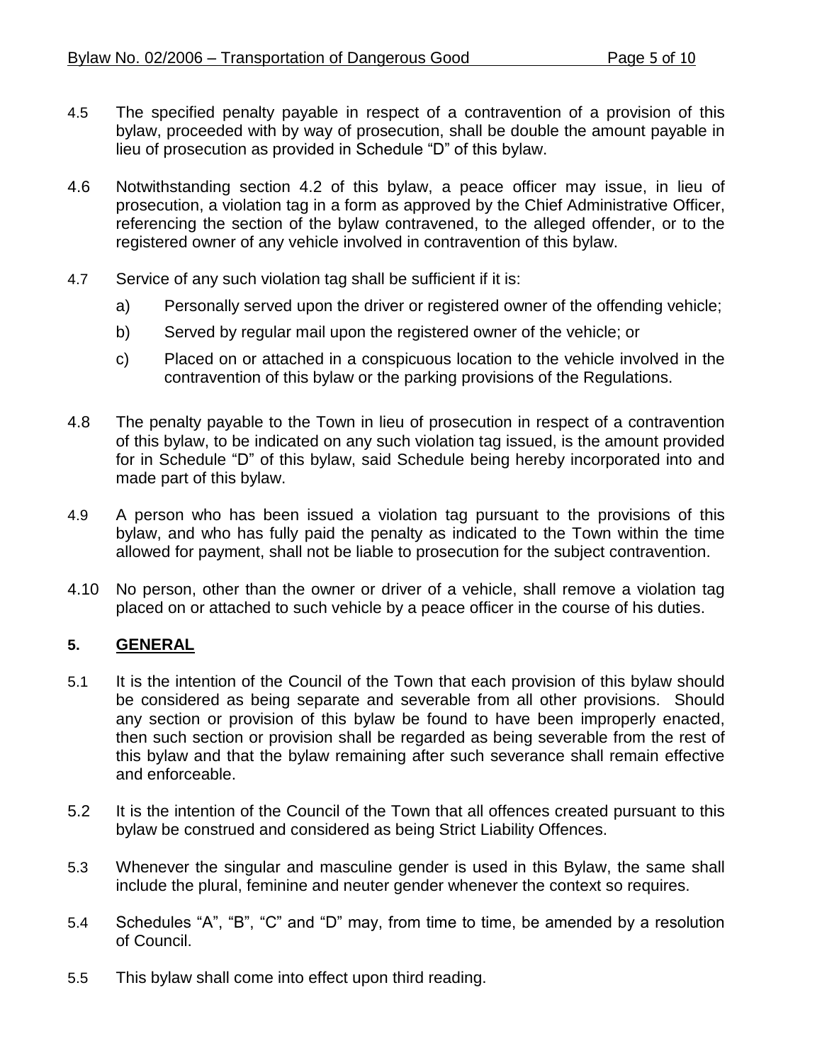4.5 The specified penalty payable in respect of a contravention of a provision of this bylaw, proceeded with by way of prosecution, shall be double the amount payable in lieu of prosecution as provided in Schedule "D" of this bylaw.

4.6 Notwithstanding section 4.2 of this bylaw, a peace officer may issue, in lieu of prosecution, a violation tag in a form as approved by the Chief Administrative Officer, referencing the section of the bylaw contravened, to the alleged offender, or to the registered owner of any vehicle involved in contravention of this bylaw.

4.7 Service of any such violation tag shall be sufficient if it is:

a) Personally served upon the driver or registered owner of the offending vehicle;

b) Served by regular mail upon the registered owner of the vehicle; or

c) Placed on or attached in a conspicuous location to the vehicle involved in the contravention of this bylaw or the parking provisions of the Regulations.

4.8 The penalty payable to the Town in lieu of prosecution in respect of a contravention of this bylaw, to be indicated on any such violation tag issued, is the amount provided for in Schedule "D" of this bylaw, said Schedule being hereby incorporated into and made part of this bylaw.

4.9 A person who has been issued a violation tag pursuant to the provisions of this bylaw, and who has fully paid the penalty as indicated to the Town within the time allowed for payment, shall not be liable to prosecution for the subject contravention.

4.10 No person, other than the owner or driver of a vehicle, shall remove a violation tag placed on or attached to such vehicle by a peace officer in the course of his duties.

## 5. GENERAL

5.1 It is the intention of the Council of the Town that each provision of this bylaw should be considered as being separate and severable from all other provisions. Should any section or provision of this bylaw be found to have been improperly enacted, then such section or provision shall be regarded as being severable from the rest of this bylaw and that the bylaw remaining after such severance shall remain effective and enforceable.

5.2 It is the intention of the Council of the Town that all offences created pursuant to this bylaw be construed and considered as being Strict Liability Offences.

5.3 Whenever the singular and masculine gender is used in this Bylaw, the same shall include the plural, feminine and neuter gender whenever the context so requires.

5.4 Schedules "A", "B", "C" and "D" may, from time to time, be amended by a resolution of Council.

5.5 This bylaw shall come into effect upon third reading.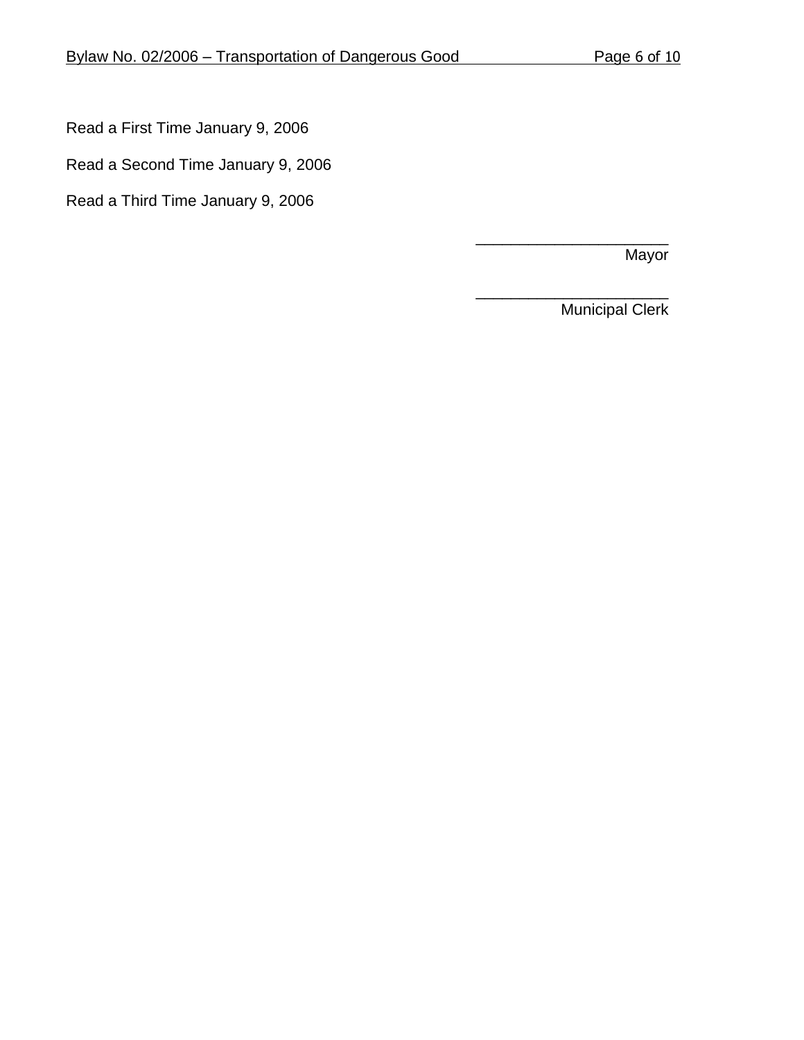Read a First Time January 9, 2006

Read a Second Time January 9, 2006

Read a Third Time January 9, 2006

______________________
Mayor

______________________
Municipal Clerk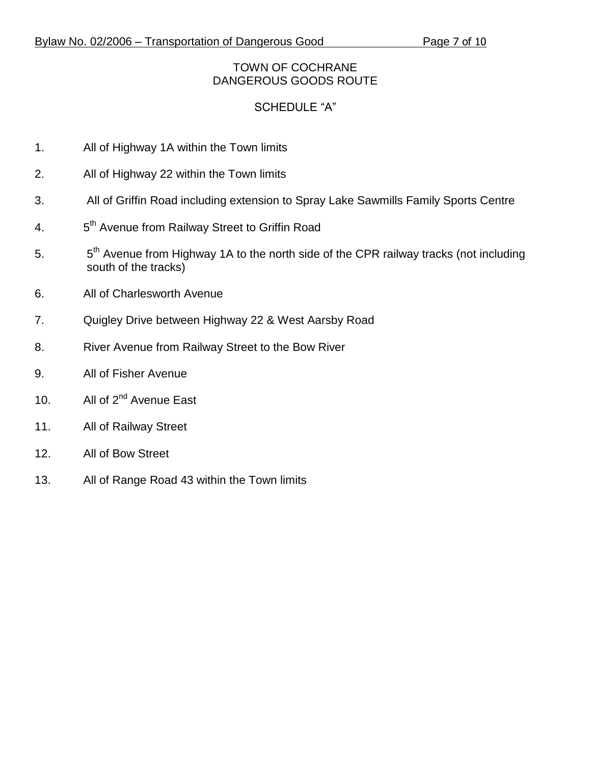TOWN OF COCHRANE
DANGEROUS GOODS ROUTE

SCHEDULE "A"

1. All of Highway 1A within the Town limits
2. All of Highway 22 within the Town limits
3. All of Griffin Road including extension to Spray Lake Sawmills Family Sports Centre
4. 5th Avenue from Railway Street to Griffin Road
5. 5th Avenue from Highway 1A to the north side of the CPR railway tracks (not including south of the tracks)
6. All of Charlesworth Avenue
7. Quigley Drive between Highway 22 & West Aarsby Road
8. River Avenue from Railway Street to the Bow River
9. All of Fisher Avenue
10. All of 2nd Avenue East
11. All of Railway Street
12. All of Bow Street
13. All of Range Road 43 within the Town limits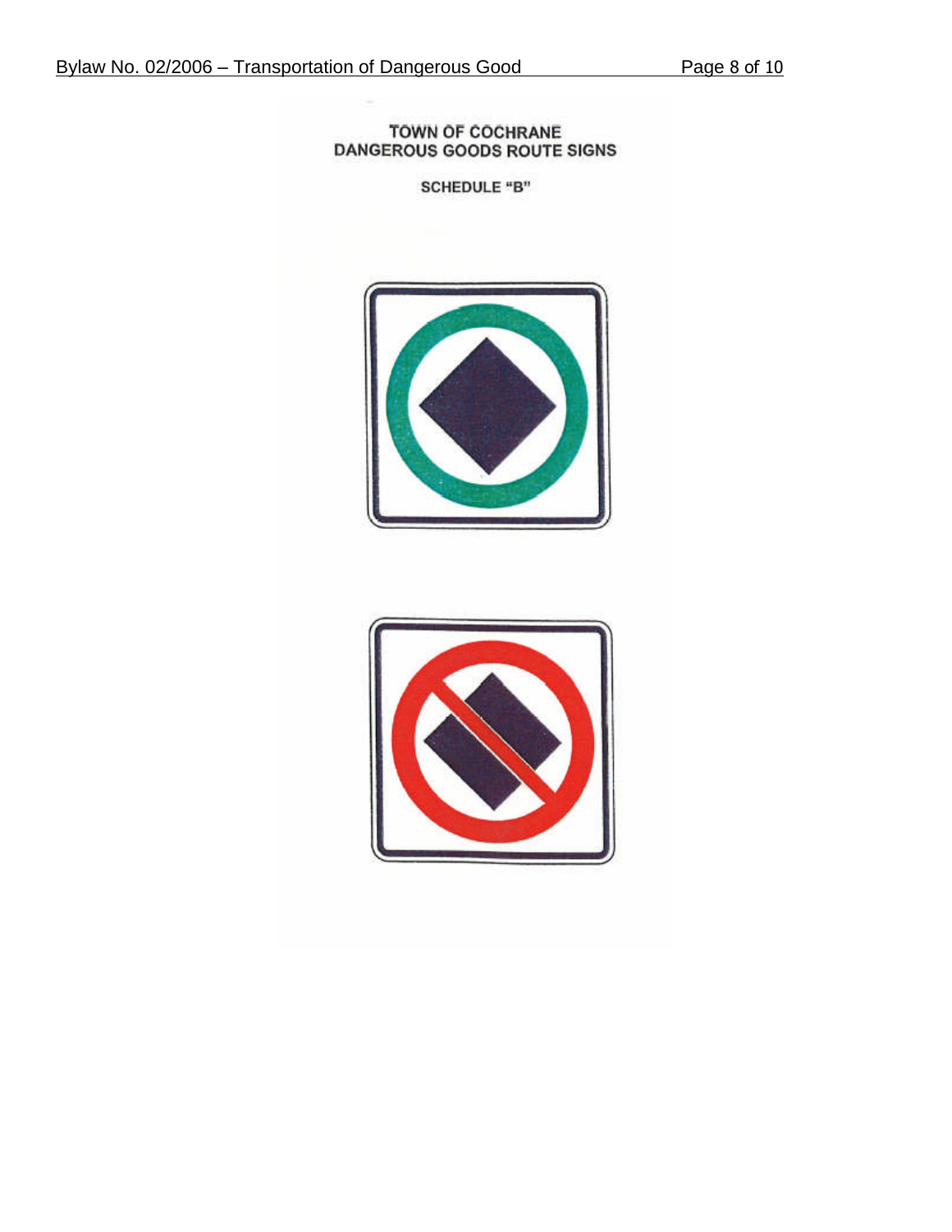**TOWN OF COCHRANE**
**DANGEROUS GOODS ROUTE SIGNS**

**SCHEDULE "B"**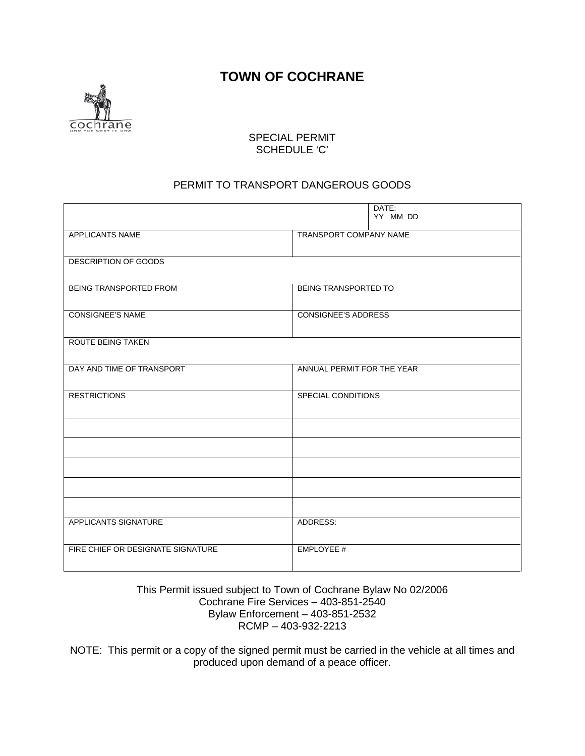# TOWN OF COCHRANE

SPECIAL PERMIT
SCHEDULE 'C'

PERMIT TO TRANSPORT DANGEROUS GOODS

| | DATE: YY MM DD |
|---|---|
| APPLICANTS NAME | TRANSPORT COMPANY NAME |
| DESCRIPTION OF GOODS | |
| BEING TRANSPORTED FROM | BEING TRANSPORTED TO |
| CONSIGNEE'S NAME | CONSIGNEE'S ADDRESS |
| ROUTE BEING TAKEN | |
| DAY AND TIME OF TRANSPORT | ANNUAL PERMIT FOR THE YEAR |
| RESTRICTIONS | SPECIAL CONDITIONS |
| | |
| | |
| | |
| | |
| | |
| APPLICANTS SIGNATURE | ADDRESS: |
| FIRE CHIEF OR DESIGNATE SIGNATURE | EMPLOYEE # |

This Permit issued subject to Town of Cochrane Bylaw No 02/2006
Cochrane Fire Services – 403-851-2540
Bylaw Enforcement – 403-851-2532
RCMP – 403-932-2213

NOTE: This permit or a copy of the signed permit must be carried in the vehicle at all times and produced upon demand of a peace officer.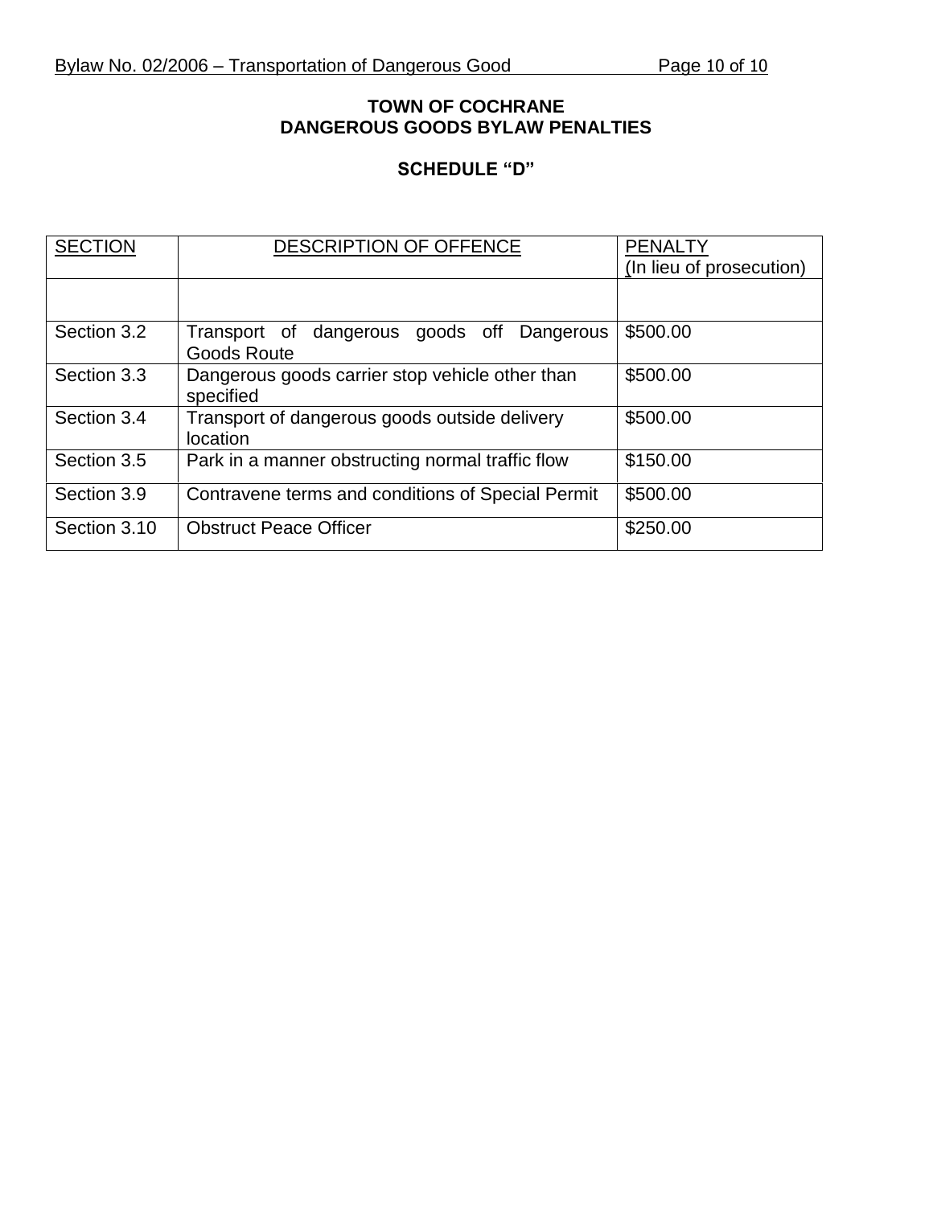**TOWN OF COCHRANE**
**DANGEROUS GOODS BYLAW PENALTIES**

**SCHEDULE "D"**

| SECTION | DESCRIPTION OF OFFENCE | PENALTY (In lieu of prosecution) |
|---|---|---|
| | | |
| Section 3.2 | Transport of dangerous goods off Dangerous Goods Route | $500.00 |
| Section 3.3 | Dangerous goods carrier stop vehicle other than specified | $500.00 |
| Section 3.4 | Transport of dangerous goods outside delivery location | $500.00 |
| Section 3.5 | Park in a manner obstructing normal traffic flow | $150.00 |
| Section 3.9 | Contravene terms and conditions of Special Permit | $500.00 |
| Section 3.10 | Obstruct Peace Officer | $250.00 |